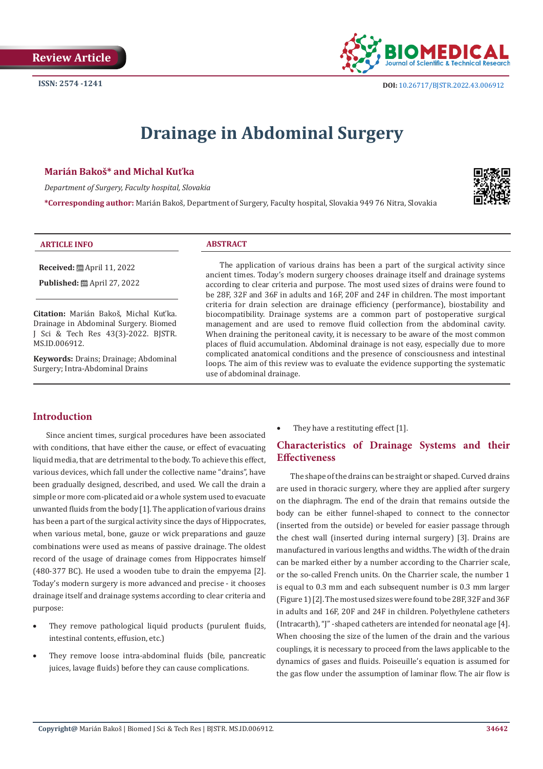Review Article

ISSN: 2574 -1241

DOI: 10.26717/BJSTR.2022.43.006912

# Drainage in Abdominal Surgery

**Marián Bakoš* and Michal Kuťka**

*Department of Surgery, Faculty hospital, Slovakia*

***Corresponding author:** Marián Bakoš, Department of Surgery, Faculty hospital, Slovakia 949 76 Nitra, Slovakia

**ARTICLE INFO**

**Received:** April 11, 2022

**Published:** April 27, 2022

**Citation:** Marián Bakoš, Michal Kuťka. Drainage in Abdominal Surgery. Biomed J Sci & Tech Res 43(3)-2022. BJSTR. MS.ID.006912.

**Keywords:** Drains; Drainage; Abdominal Surgery; Intra-Abdominal Drains

**ABSTRACT**

The application of various drains has been a part of the surgical activity since ancient times. Today's modern surgery chooses drainage itself and drainage systems according to clear criteria and purpose. The most used sizes of drains were found to be 28F, 32F and 36F in adults and 16F, 20F and 24F in children. The most important criteria for drain selection are drainage efficiency (performance), biostability and biocompatibility. Drainage systems are a common part of postoperative surgical management and are used to remove fluid collection from the abdominal cavity. When draining the peritoneal cavity, it is necessary to be aware of the most common places of fluid accumulation. Abdominal drainage is not easy, especially due to more complicated anatomical conditions and the presence of consciousness and intestinal loops. The aim of this review was to evaluate the evidence supporting the systematic use of abdominal drainage.

## Introduction

Since ancient times, surgical procedures have been associated with conditions, that have either the cause, or effect of evacuating liquid media, that are detrimental to the body. To achieve this effect, various devices, which fall under the collective name "drains", have been gradually designed, described, and used. We call the drain a simple or more com-plicated aid or a whole system used to evacuate unwanted fluids from the body [1]. The application of various drains has been a part of the surgical activity since the days of Hippocrates, when various metal, bone, gauze or wick preparations and gauze combinations were used as means of passive drainage. The oldest record of the usage of drainage comes from Hippocrates himself (480-377 BC). He used a wooden tube to drain the empyema [2]. Today's modern surgery is more advanced and precise - it chooses drainage itself and drainage systems according to clear criteria and purpose:

- They remove pathological liquid products (purulent fluids, intestinal contents, effusion, etc.)
- They remove loose intra-abdominal fluids (bile, pancreatic juices, lavage fluids) before they can cause complications.
- They have a restituting effect [1].

## Characteristics of Drainage Systems and their Effectiveness

The shape of the drains can be straight or shaped. Curved drains are used in thoracic surgery, where they are applied after surgery on the diaphragm. The end of the drain that remains outside the body can be either funnel-shaped to connect to the connector (inserted from the outside) or beveled for easier passage through the chest wall (inserted during internal surgery) [3]. Drains are manufactured in various lengths and widths. The width of the drain can be marked either by a number according to the Charrier scale, or the so-called French units. On the Charrier scale, the number 1 is equal to 0.3 mm and each subsequent number is 0.3 mm larger (Figure 1) [2]. The most used sizes were found to be 28F, 32F and 36F in adults and 16F, 20F and 24F in children. Polyethylene catheters (Intracarth), "J" -shaped catheters are intended for neonatal age [4]. When choosing the size of the lumen of the drain and the various couplings, it is necessary to proceed from the laws applicable to the dynamics of gases and fluids. Poiseuille's equation is assumed for the gas flow under the assumption of laminar flow. The air flow is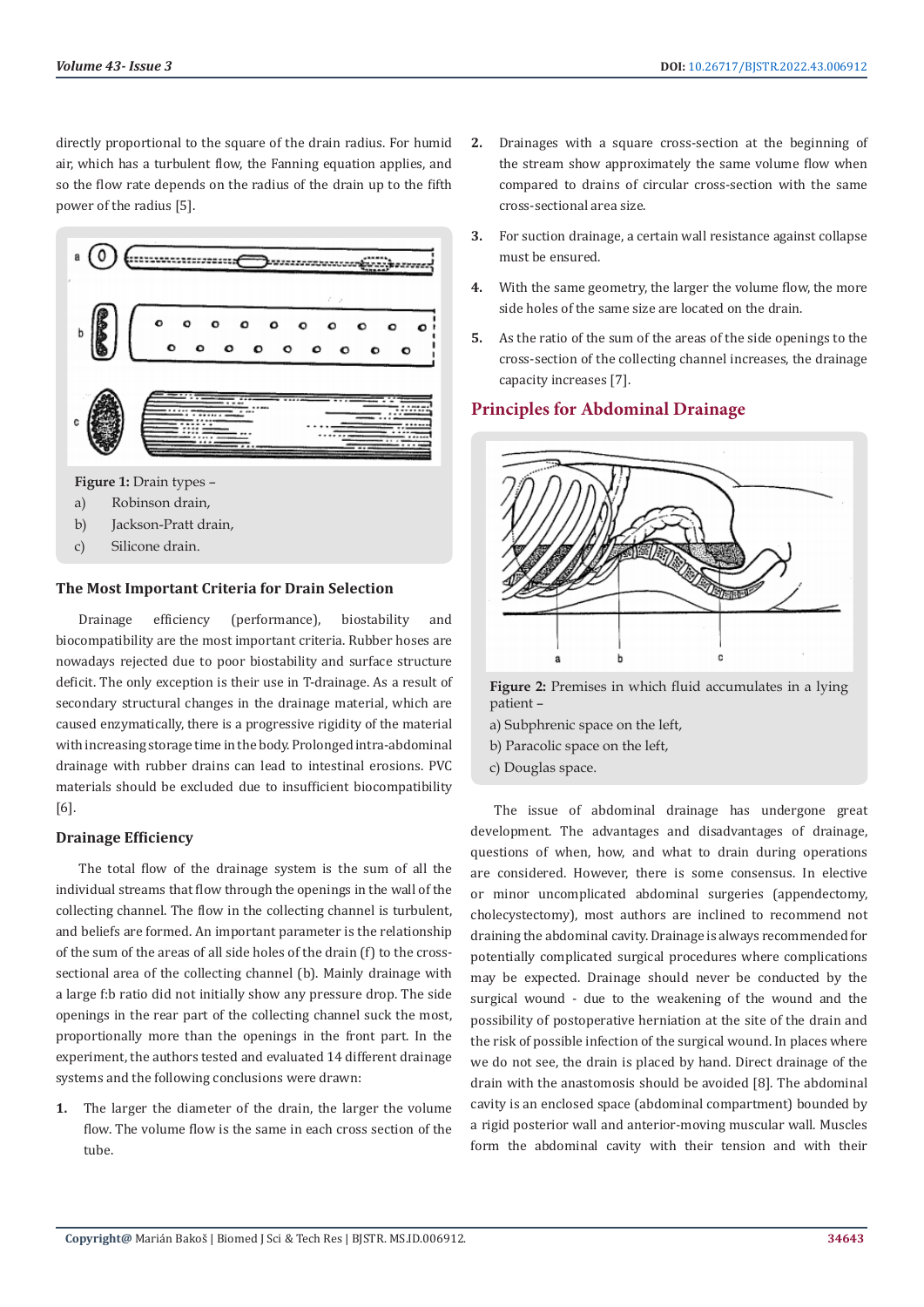directly proportional to the square of the drain radius. For humid air, which has a turbulent flow, the Fanning equation applies, and so the flow rate depends on the radius of the drain up to the fifth power of the radius [5].

**Figure 1:** Drain types –

a) Robinson drain,

b) Jackson-Pratt drain,

c) Silicone drain.

### The Most Important Criteria for Drain Selection

Drainage efficiency (performance), biostability and biocompatibility are the most important criteria. Rubber hoses are nowadays rejected due to poor biostability and surface structure deficit. The only exception is their use in T-drainage. As a result of secondary structural changes in the drainage material, which are caused enzymatically, there is a progressive rigidity of the material with increasing storage time in the body. Prolonged intra-abdominal drainage with rubber drains can lead to intestinal erosions. PVC materials should be excluded due to insufficient biocompatibility [6].

### Drainage Efficiency

The total flow of the drainage system is the sum of all the individual streams that flow through the openings in the wall of the collecting channel. The flow in the collecting channel is turbulent, and beliefs are formed. An important parameter is the relationship of the sum of the areas of all side holes of the drain (f) to the cross-sectional area of the collecting channel (b). Mainly drainage with a large f:b ratio did not initially show any pressure drop. The side openings in the rear part of the collecting channel suck the most, proportionally more than the openings in the front part. In the experiment, the authors tested and evaluated 14 different drainage systems and the following conclusions were drawn:

1. The larger the diameter of the drain, the larger the volume flow. The volume flow is the same in each cross section of the tube.
2. Drainages with a square cross-section at the beginning of the stream show approximately the same volume flow when compared to drains of circular cross-section with the same cross-sectional area size.
3. For suction drainage, a certain wall resistance against collapse must be ensured.
4. With the same geometry, the larger the volume flow, the more side holes of the same size are located on the drain.
5. As the ratio of the sum of the areas of the side openings to the cross-section of the collecting channel increases, the drainage capacity increases [7].

## Principles for Abdominal Drainage

**Figure 2:** Premises in which fluid accumulates in a lying patient –

a) Subphrenic space on the left,

b) Paracolic space on the left,

c) Douglas space.

The issue of abdominal drainage has undergone great development. The advantages and disadvantages of drainage, questions of when, how, and what to drain during operations are considered. However, there is some consensus. In elective or minor uncomplicated abdominal surgeries (appendectomy, cholecystectomy), most authors are inclined to recommend not draining the abdominal cavity. Drainage is always recommended for potentially complicated surgical procedures where complications may be expected. Drainage should never be conducted by the surgical wound - due to the weakening of the wound and the possibility of postoperative herniation at the site of the drain and the risk of possible infection of the surgical wound. In places where we do not see, the drain is placed by hand. Direct drainage of the drain with the anastomosis should be avoided [8]. The abdominal cavity is an enclosed space (abdominal compartment) bounded by a rigid posterior wall and anterior-moving muscular wall. Muscles form the abdominal cavity with their tension and with their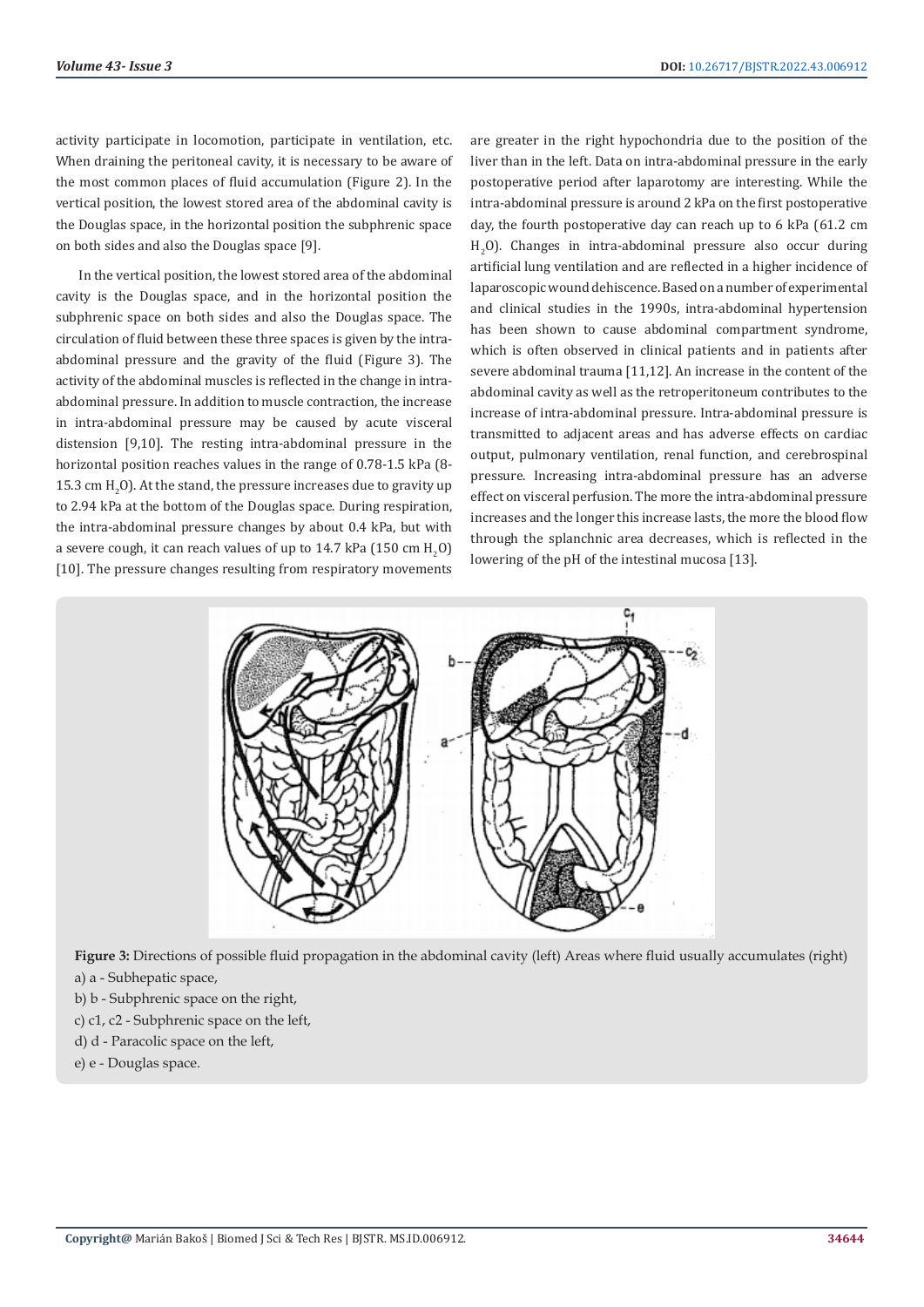activity participate in locomotion, participate in ventilation, etc. When draining the peritoneal cavity, it is necessary to be aware of the most common places of fluid accumulation (Figure 2). In the vertical position, the lowest stored area of the abdominal cavity is the Douglas space, in the horizontal position the subphrenic space on both sides and also the Douglas space [9].

In the vertical position, the lowest stored area of the abdominal cavity is the Douglas space, and in the horizontal position the subphrenic space on both sides and also the Douglas space. The circulation of fluid between these three spaces is given by the intra-abdominal pressure and the gravity of the fluid (Figure 3). The activity of the abdominal muscles is reflected in the change in intra-abdominal pressure. In addition to muscle contraction, the increase in intra-abdominal pressure may be caused by acute visceral distension [9,10]. The resting intra-abdominal pressure in the horizontal position reaches values in the range of 0.78-1.5 kPa (8-15.3 cm $H_2O$). At the stand, the pressure increases due to gravity up to 2.94 kPa at the bottom of the Douglas space. During respiration, the intra-abdominal pressure changes by about 0.4 kPa, but with a severe cough, it can reach values of up to 14.7 kPa (150 cm $H_2O$) [10]. The pressure changes resulting from respiratory movements are greater in the right hypochondria due to the position of the liver than in the left. Data on intra-abdominal pressure in the early postoperative period after laparotomy are interesting. While the intra-abdominal pressure is around 2 kPa on the first postoperative day, the fourth postoperative day can reach up to 6 kPa (61.2 cm $H_2O$). Changes in intra-abdominal pressure also occur during artificial lung ventilation and are reflected in a higher incidence of laparoscopic wound dehiscence. Based on a number of experimental and clinical studies in the 1990s, intra-abdominal hypertension has been shown to cause abdominal compartment syndrome, which is often observed in clinical patients and in patients after severe abdominal trauma [11,12]. An increase in the content of the abdominal cavity as well as the retroperitoneum contributes to the increase of intra-abdominal pressure. Intra-abdominal pressure is transmitted to adjacent areas and has adverse effects on cardiac output, pulmonary ventilation, renal function, and cerebrospinal pressure. Increasing intra-abdominal pressure has an adverse effect on visceral perfusion. The more the intra-abdominal pressure increases and the longer this increase lasts, the more the blood flow through the splanchnic area decreases, which is reflected in the lowering of the pH of the intestinal mucosa [13].

**Figure 3:** Directions of possible fluid propagation in the abdominal cavity (left) Areas where fluid usually accumulates (right)

a) a - Subhepatic space,

b) b - Subphrenic space on the right,

c) c1, c2 - Subphrenic space on the left,

d) d - Paracolic space on the left,

e) e - Douglas space.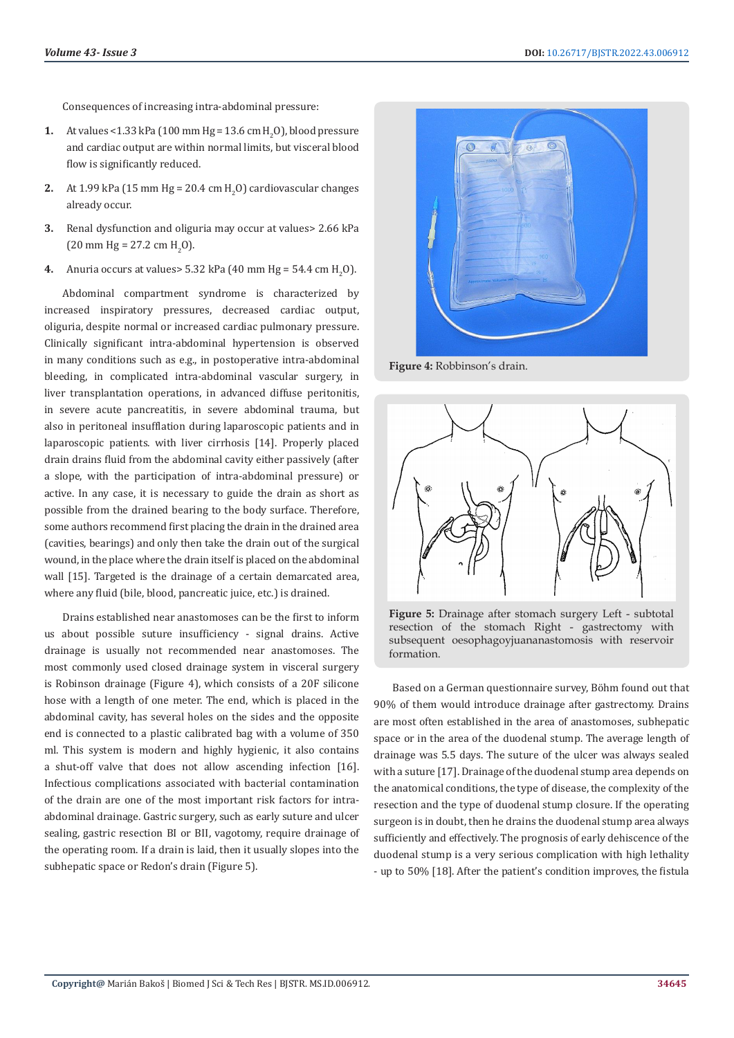Consequences of increasing intra-abdominal pressure:

1. At values <1.33 kPa (100 mm Hg = 13.6 cm $H_2O$), blood pressure and cardiac output are within normal limits, but visceral blood flow is significantly reduced.
2. At 1.99 kPa (15 mm Hg = 20.4 cm $H_2O$) cardiovascular changes already occur.
3. Renal dysfunction and oliguria may occur at values> 2.66 kPa (20 mm Hg = 27.2 cm $H_2O$).
4. Anuria occurs at values> 5.32 kPa (40 mm Hg = 54.4 cm $H_2O$).

Abdominal compartment syndrome is characterized by increased inspiratory pressures, decreased cardiac output, oliguria, despite normal or increased cardiac pulmonary pressure. Clinically significant intra-abdominal hypertension is observed in many conditions such as e.g., in postoperative intra-abdominal bleeding, in complicated intra-abdominal vascular surgery, in liver transplantation operations, in advanced diffuse peritonitis, in severe acute pancreatitis, in severe abdominal trauma, but also in peritoneal insufflation during laparoscopic patients and in laparoscopic patients. with liver cirrhosis [14]. Properly placed drain drains fluid from the abdominal cavity either passively (after a slope, with the participation of intra-abdominal pressure) or active. In any case, it is necessary to guide the drain as short as possible from the drained bearing to the body surface. Therefore, some authors recommend first placing the drain in the drained area (cavities, bearings) and only then take the drain out of the surgical wound, in the place where the drain itself is placed on the abdominal wall [15]. Targeted is the drainage of a certain demarcated area, where any fluid (bile, blood, pancreatic juice, etc.) is drained.

Drains established near anastomoses can be the first to inform us about possible suture insufficiency - signal drains. Active drainage is usually not recommended near anastomoses. The most commonly used closed drainage system in visceral surgery is Robinson drainage (Figure 4), which consists of a 20F silicone hose with a length of one meter. The end, which is placed in the abdominal cavity, has several holes on the sides and the opposite end is connected to a plastic calibrated bag with a volume of 350 ml. This system is modern and highly hygienic, it also contains a shut-off valve that does not allow ascending infection [16]. Infectious complications associated with bacterial contamination of the drain are one of the most important risk factors for intra-abdominal drainage. Gastric surgery, such as early suture and ulcer sealing, gastric resection BI or BII, vagotomy, require drainage of the operating room. If a drain is laid, then it usually slopes into the subhepatic space or Redon's drain (Figure 5).

**Figure 4:** Robbinson's drain.

**Figure 5:** Drainage after stomach surgery Left - subtotal resection of the stomach Right - gastrectomy with subsequent oesophagoyjuananastomosis with reservoir formation.

Based on a German questionnaire survey, Böhm found out that 90% of them would introduce drainage after gastrectomy. Drains are most often established in the area of anastomoses, subhepatic space or in the area of the duodenal stump. The average length of drainage was 5.5 days. The suture of the ulcer was always sealed with a suture [17]. Drainage of the duodenal stump area depends on the anatomical conditions, the type of disease, the complexity of the resection and the type of duodenal stump closure. If the operating surgeon is in doubt, then he drains the duodenal stump area always sufficiently and effectively. The prognosis of early dehiscence of the duodenal stump is a very serious complication with high lethality - up to 50% [18]. After the patient's condition improves, the fistula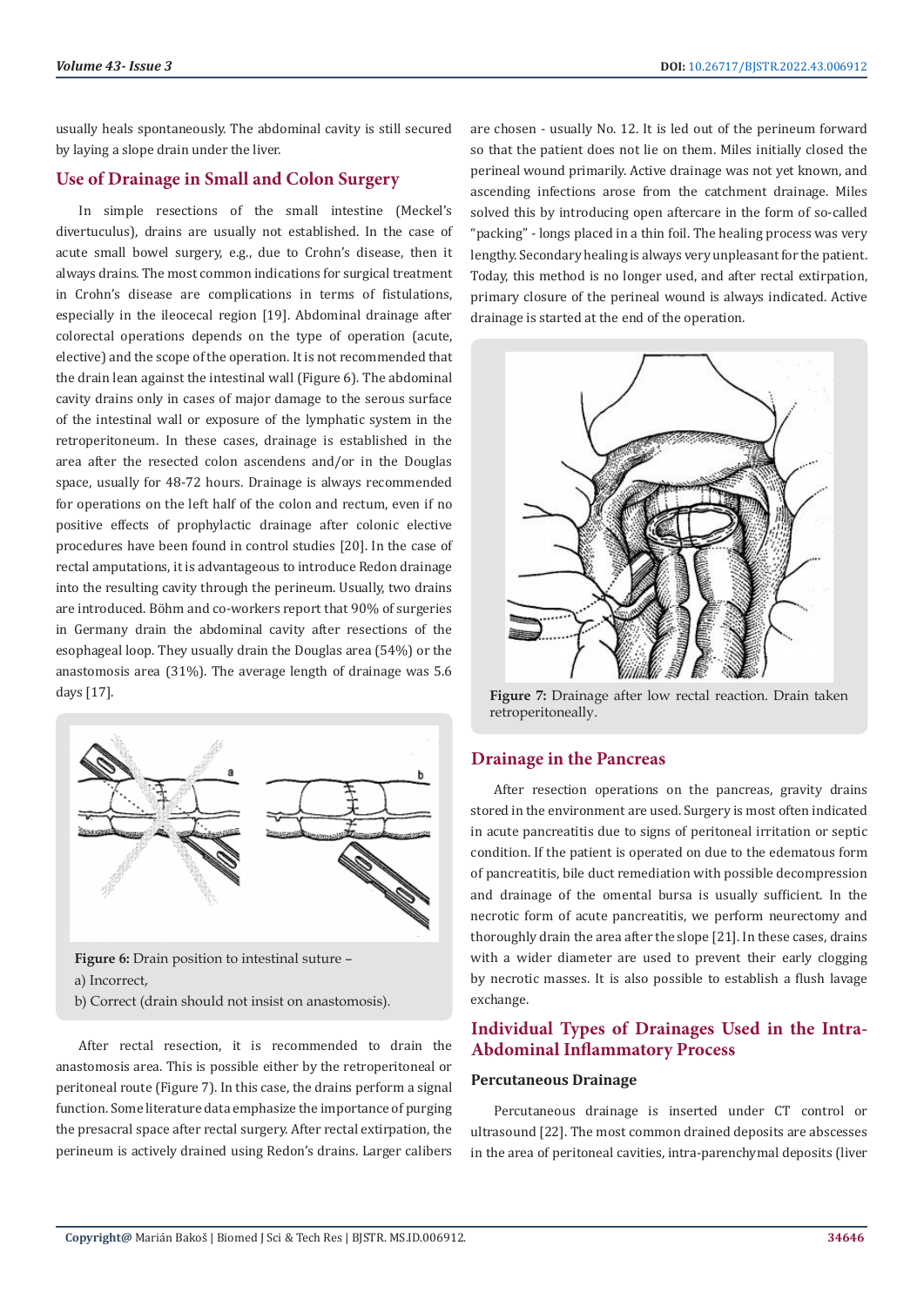usually heals spontaneously. The abdominal cavity is still secured by laying a slope drain under the liver.

## Use of Drainage in Small and Colon Surgery

In simple resections of the small intestine (Meckel's divertuculus), drains are usually not established. In the case of acute small bowel surgery, e.g., due to Crohn's disease, then it always drains. The most common indications for surgical treatment in Crohn's disease are complications in terms of fistulations, especially in the ileocecal region [19]. Abdominal drainage after colorectal operations depends on the type of operation (acute, elective) and the scope of the operation. It is not recommended that the drain lean against the intestinal wall (Figure 6). The abdominal cavity drains only in cases of major damage to the serous surface of the intestinal wall or exposure of the lymphatic system in the retroperitoneum. In these cases, drainage is established in the area after the resected colon ascendens and/or in the Douglas space, usually for 48-72 hours. Drainage is always recommended for operations on the left half of the colon and rectum, even if no positive effects of prophylactic drainage after colonic elective procedures have been found in control studies [20]. In the case of rectal amputations, it is advantageous to introduce Redon drainage into the resulting cavity through the perineum. Usually, two drains are introduced. Böhm and co-workers report that 90% of surgeries in Germany drain the abdominal cavity after resections of the esophageal loop. They usually drain the Douglas area (54%) or the anastomosis area (31%). The average length of drainage was 5.6 days [17].

**Figure 6:** Drain position to intestinal suture –
a) Incorrect,
b) Correct (drain should not insist on anastomosis).

After rectal resection, it is recommended to drain the anastomosis area. This is possible either by the retroperitoneal or peritoneal route (Figure 7). In this case, the drains perform a signal function. Some literature data emphasize the importance of purging the presacral space after rectal surgery. After rectal extirpation, the perineum is actively drained using Redon's drains. Larger calibers are chosen - usually No. 12. It is led out of the perineum forward so that the patient does not lie on them. Miles initially closed the perineal wound primarily. Active drainage was not yet known, and ascending infections arose from the catchment drainage. Miles solved this by introducing open aftercare in the form of so-called "packing" - longs placed in a thin foil. The healing process was very lengthy. Secondary healing is always very unpleasant for the patient. Today, this method is no longer used, and after rectal extirpation, primary closure of the perineal wound is always indicated. Active drainage is started at the end of the operation.

**Figure 7:** Drainage after low rectal reaction. Drain taken retroperitoneally.

## Drainage in the Pancreas

After resection operations on the pancreas, gravity drains stored in the environment are used. Surgery is most often indicated in acute pancreatitis due to signs of peritoneal irritation or septic condition. If the patient is operated on due to the edematous form of pancreatitis, bile duct remediation with possible decompression and drainage of the omental bursa is usually sufficient. In the necrotic form of acute pancreatitis, we perform neurectomy and thoroughly drain the area after the slope [21]. In these cases, drains with a wider diameter are used to prevent their early clogging by necrotic masses. It is also possible to establish a flush lavage exchange.

## Individual Types of Drainages Used in the Intra-Abdominal Inflammatory Process

### Percutaneous Drainage

Percutaneous drainage is inserted under CT control or ultrasound [22]. The most common drained deposits are abscesses in the area of peritoneal cavities, intra-parenchymal deposits (liver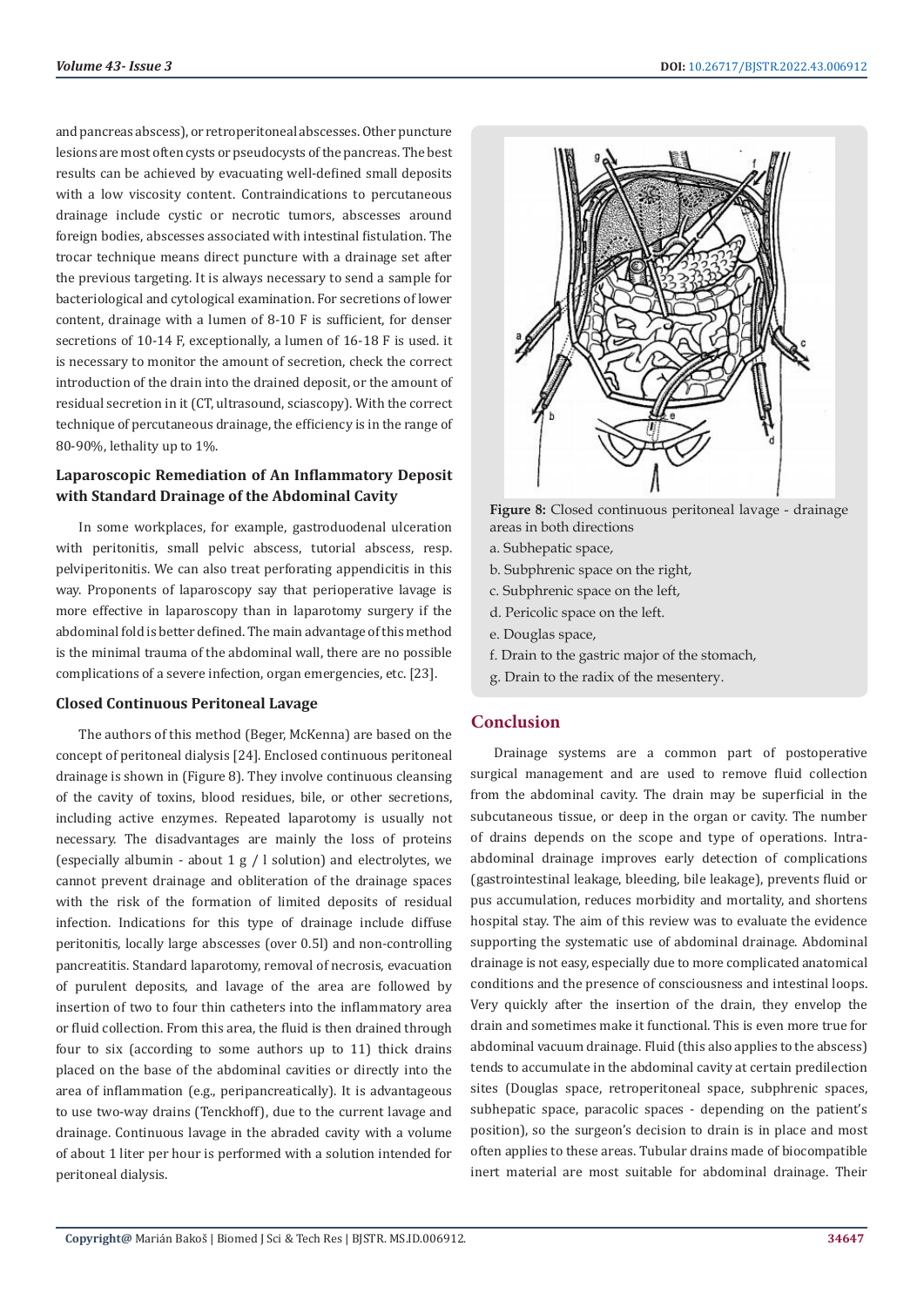and pancreas abscess), or retroperitoneal abscesses. Other puncture lesions are most often cysts or pseudocysts of the pancreas. The best results can be achieved by evacuating well-defined small deposits with a low viscosity content. Contraindications to percutaneous drainage include cystic or necrotic tumors, abscesses around foreign bodies, abscesses associated with intestinal fistulation. The trocar technique means direct puncture with a drainage set after the previous targeting. It is always necessary to send a sample for bacteriological and cytological examination. For secretions of lower content, drainage with a lumen of 8-10 F is sufficient, for denser secretions of 10-14 F, exceptionally, a lumen of 16-18 F is used. it is necessary to monitor the amount of secretion, check the correct introduction of the drain into the drained deposit, or the amount of residual secretion in it (CT, ultrasound, sciascopy). With the correct technique of percutaneous drainage, the efficiency is in the range of 80-90%, lethality up to 1%.

### Laparoscopic Remediation of An Inflammatory Deposit with Standard Drainage of the Abdominal Cavity

In some workplaces, for example, gastroduodenal ulceration with peritonitis, small pelvic abscess, tutorial abscess, resp. pelviperitonitis. We can also treat perforating appendicitis in this way. Proponents of laparoscopy say that perioperative lavage is more effective in laparoscopy than in laparotomy surgery if the abdominal fold is better defined. The main advantage of this method is the minimal trauma of the abdominal wall, there are no possible complications of a severe infection, organ emergencies, etc. [23].

### Closed Continuous Peritoneal Lavage

The authors of this method (Beger, McKenna) are based on the concept of peritoneal dialysis [24]. Enclosed continuous peritoneal drainage is shown in (Figure 8). They involve continuous cleansing of the cavity of toxins, blood residues, bile, or other secretions, including active enzymes. Repeated laparotomy is usually not necessary. The disadvantages are mainly the loss of proteins (especially albumin - about 1 g / l solution) and electrolytes, we cannot prevent drainage and obliteration of the drainage spaces with the risk of the formation of limited deposits of residual infection. Indications for this type of drainage include diffuse peritonitis, locally large abscesses (over 0.5l) and non-controlling pancreatitis. Standard laparotomy, removal of necrosis, evacuation of purulent deposits, and lavage of the area are followed by insertion of two to four thin catheters into the inflammatory area or fluid collection. From this area, the fluid is then drained through four to six (according to some authors up to 11) thick drains placed on the base of the abdominal cavities or directly into the area of inflammation (e.g., peripancreatically). It is advantageous to use two-way drains (Tenckhoff), due to the current lavage and drainage. Continuous lavage in the abraded cavity with a volume of about 1 liter per hour is performed with a solution intended for peritoneal dialysis.

**Figure 8:** Closed continuous peritoneal lavage - drainage areas in both directions

a. Subhepatic space,

b. Subphrenic space on the right,

c. Subphrenic space on the left,

d. Pericolic space on the left.

e. Douglas space,

f. Drain to the gastric major of the stomach,

g. Drain to the radix of the mesentery.

## Conclusion

Drainage systems are a common part of postoperative surgical management and are used to remove fluid collection from the abdominal cavity. The drain may be superficial in the subcutaneous tissue, or deep in the organ or cavity. The number of drains depends on the scope and type of operations. Intra-abdominal drainage improves early detection of complications (gastrointestinal leakage, bleeding, bile leakage), prevents fluid or pus accumulation, reduces morbidity and mortality, and shortens hospital stay. The aim of this review was to evaluate the evidence supporting the systematic use of abdominal drainage. Abdominal drainage is not easy, especially due to more complicated anatomical conditions and the presence of consciousness and intestinal loops. Very quickly after the insertion of the drain, they envelop the drain and sometimes make it functional. This is even more true for abdominal vacuum drainage. Fluid (this also applies to the abscess) tends to accumulate in the abdominal cavity at certain predilection sites (Douglas space, retroperitoneal space, subphrenic spaces, subhepatic space, paracolic spaces - depending on the patient's position), so the surgeon's decision to drain is in place and most often applies to these areas. Tubular drains made of biocompatible inert material are most suitable for abdominal drainage. Their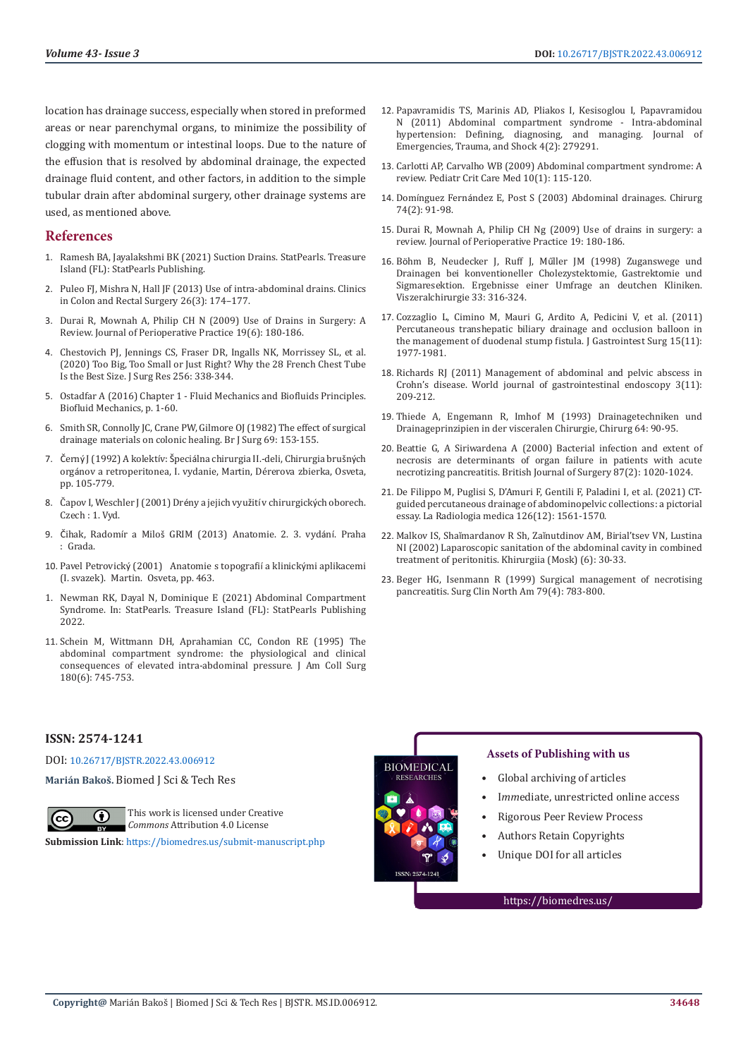location has drainage success, especially when stored in preformed areas or near parenchymal organs, to minimize the possibility of clogging with momentum or intestinal loops. Due to the nature of the effusion that is resolved by abdominal drainage, the expected drainage fluid content, and other factors, in addition to the simple tubular drain after abdominal surgery, other drainage systems are used, as mentioned above.

## References

1. Ramesh BA, Jayalakshmi BK (2021) Suction Drains. StatPearls. Treasure Island (FL): StatPearls Publishing.
2. Puleo FJ, Mishra N, Hall JF (2013) Use of intra-abdominal drains. Clinics in Colon and Rectal Surgery 26(3): 174–177.
3. Durai R, Mownah A, Philip CH N (2009) Use of Drains in Surgery: A Review. Journal of Perioperative Practice 19(6): 180-186.
4. Chestovich PJ, Jennings CS, Fraser DR, Ingalls NK, Morrissey SL, et al. (2020) Too Big, Too Small or Just Right? Why the 28 French Chest Tube Is the Best Size. J Surg Res 256: 338-344.
5. Ostadfar A (2016) Chapter 1 - Fluid Mechanics and Biofluids Principles. Biofluid Mechanics, p. 1-60.
6. Smith SR, Connolly JC, Crane PW, Gilmore OJ (1982) The effect of surgical drainage materials on colonic healing. Br J Surg 69: 153-155.
7. Černý J (1992) A kolektív: Špeciálna chirurgia II.-deli, Chirurgia brušných orgánov a retroperitonea, I. vydanie, Martin, Dérerova zbierka, Osveta, pp. 105-779.
8. Čapov I, Weschler J (2001) Drény a jejich využití v chirurgických oborech. Czech : 1. Vyd.
9. Čihak, Radomír a Miloš GRIM (2013) Anatomie. 2. 3. vydání. Praha : Grada.
10. Pavel Petrovický (2001) Anatomie s topografií a klinickými aplikacemi (I. svazek). Martin. Osveta, pp. 463.
1. Newman RK, Dayal N, Dominique E (2021) Abdominal Compartment Syndrome. In: StatPearls. Treasure Island (FL): StatPearls Publishing 2022.
11. Schein M, Wittmann DH, Aprahamian CC, Condon RE (1995) The abdominal compartment syndrome: the physiological and clinical consequences of elevated intra-abdominal pressure. J Am Coll Surg 180(6): 745-753.
12. Papavramidis TS, Marinis AD, Pliakos I, Kesisoglou I, Papavramidou N (2011) Abdominal compartment syndrome - Intra-abdominal hypertension: Defining, diagnosing, and managing. Journal of Emergencies, Trauma, and Shock 4(2): 279291.
13. Carlotti AP, Carvalho WB (2009) Abdominal compartment syndrome: A review. Pediatr Crit Care Med 10(1): 115-120.
14. Domínguez Fernández E, Post S (2003) Abdominal drainages. Chirurg 74(2): 91-98.
15. Durai R, Mownah A, Philip CH Ng (2009) Use of drains in surgery: a review. Journal of Perioperative Practice 19: 180-186.
16. Böhm B, Neudecker J, Ruff J, Műller JM (1998) Zugans­wege und Drainagen bei konventioneller Cholezystektomie, Gastrektomie und Sigmaresektion. Ergebnisse einer Umfrage an deutchen Kliniken. Viszeralchirurgie 33: 316-324.
17. Cozzaglio L, Cimino M, Mauri G, Ardito A, Pedicini V, et al. (2011) Percutaneous transhepatic biliary drainage and occlusion balloon in the management of duodenal stump fistula. J Gastrointest Surg 15(11): 1977-1981.
18. Richards RJ (2011) Management of abdominal and pelvic abscess in Crohn's disease. World journal of gastrointestinal endoscopy 3(11): 209-212.
19. Thiede A, Engemann R, Imhof M (1993) Drainagetechniken und Drainageprinzipien in der visceralen Chirurgie, Chirurg 64: 90-95.
20. Beattie G, A Siriwardena A (2000) Bacterial infection and extent of necrosis are determinants of organ failure in patients with acute necrotizing pancreatitis. British Journal of Surgery 87(2): 1020-1024.
21. De Filippo M, Puglisi S, D'Amuri F, Gentili F, Paladini I, et al. (2021) CT-guided percutaneous drainage of abdominopelvic collections: a pictorial essay. La Radiologia medica 126(12): 1561-1570.
22. Malkov IS, Shaĭmardanov R Sh, Zaĭnutdinov AM, Birial'tsev VN, Lustina NI (2002) Laparoscopic sanitation of the abdominal cavity in combined treatment of peritonitis. Khirurgiia (Mosk) (6): 30-33.
23. Beger HG, Isenmann R (1999) Surgical management of necrotising pancreatitis. Surg Clin North Am 79(4): 783-800.

**ISSN: 2574-1241**

DOI: 10.26717/BJSTR.2022.43.006912

**Marián Bakoš.** Biomed J Sci & Tech Res

This work is licensed under Creative *Commons* Attribution 4.0 License

**Submission Link**: https://biomedres.us/submit-manuscript.php

### Assets of Publishing with us

- Global archiving of articles
- Immediate, unrestricted online access
- Rigorous Peer Review Process
- Authors Retain Copyrights
- Unique DOI for all articles

https://biomedres.us/